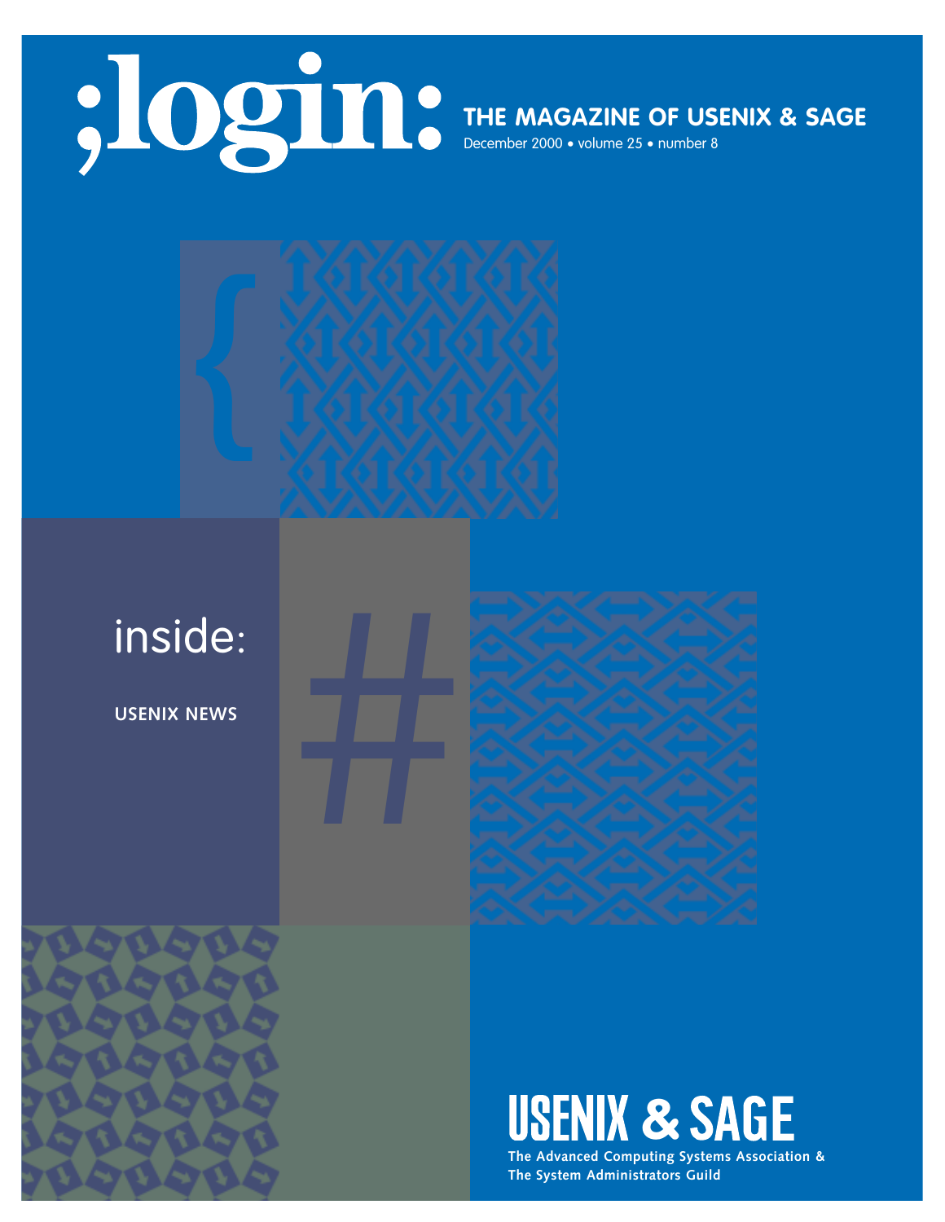# ;login:

**THE MAGAZINE OF USENIX & SAGE**

December 2000 • volume 25 • number 8

inside:

**USENIX NEWS**

**USENIX & SAGE**

**The Advanced Computing Systems Association & The System Administrators Guild**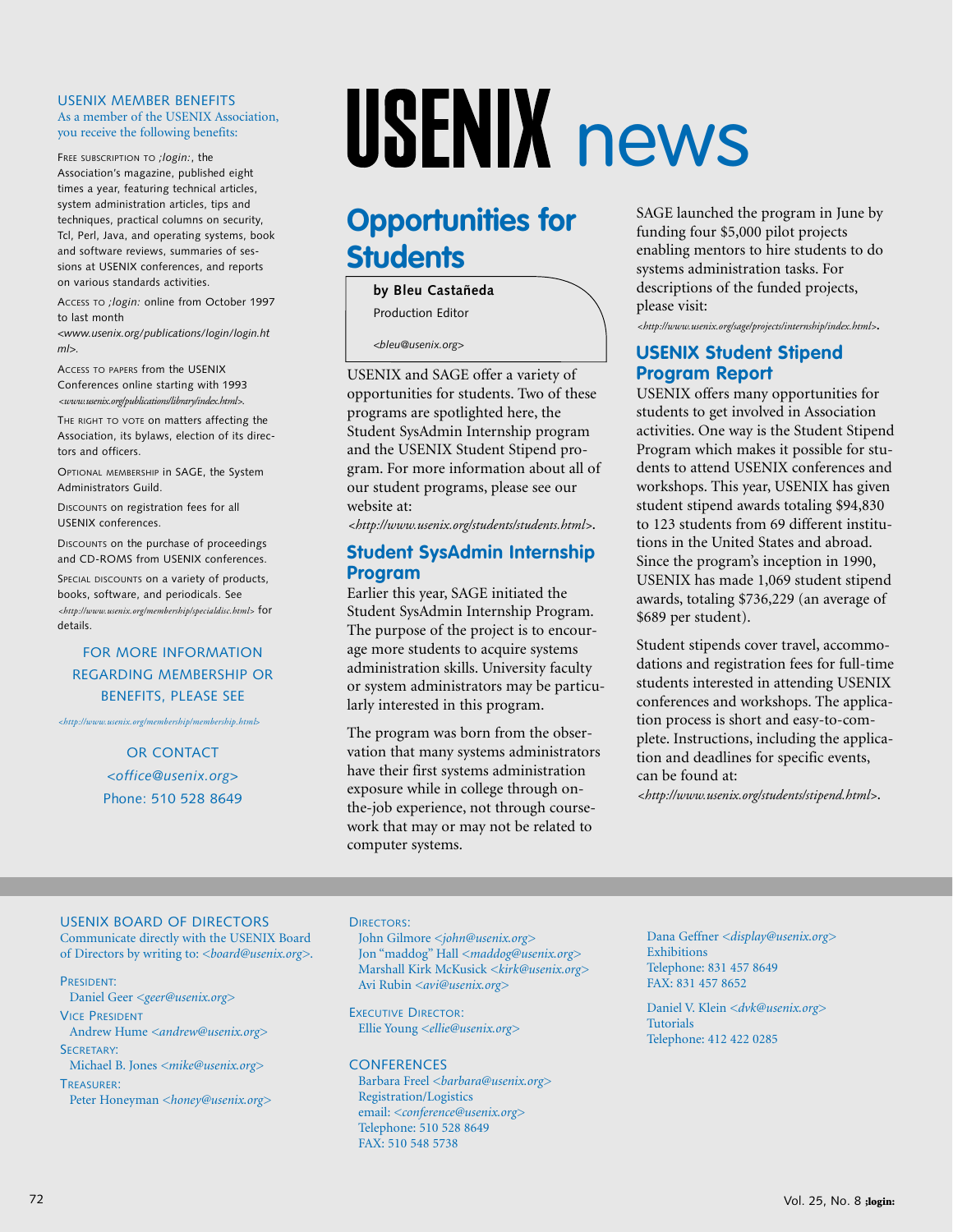# USENIX news

## Opportunities for Students

**by Bleu Castañeda**

Production Editor

*<bleu@usenix.org>*

USENIX and SAGE offer a variety of opportunities for students. Two of these programs are spotlighted here, the Student SysAdmin Internship program and the USENIX Student Stipend program. For more information about all of our student programs, please see our website at:

*<http://www.usenix.org/students/students.html>*.

### Student SysAdmin Internship Program

Earlier this year, SAGE initiated the Student SysAdmin Internship Program. The purpose of the project is to encourage more students to acquire systems administration skills. University faculty or system administrators may be particularly interested in this program.

The program was born from the observation that many systems administrators have their first systems administration exposure while in college through on-the-job experience, not through coursework that may or may not be related to computer systems.

SAGE launched the program in June by funding four $5,000 pilot projects enabling mentors to hire students to do systems administration tasks. For descriptions of the funded projects, please visit:

*<http://www.usenix.org/sage/projects/internship/index.html>*.

### USENIX Student Stipend Program Report

USENIX offers many opportunities for students to get involved in Association activities. One way is the Student Stipend Program which makes it possible for students to attend USENIX conferences and workshops. This year, USENIX has given student stipend awards totaling $94,830 to 123 students from 69 different institutions in the United States and abroad. Since the program's inception in 1990, USENIX has made 1,069 student stipend awards, totaling $736,229 (an average of $689 per student).

Student stipends cover travel, accommodations and registration fees for full-time students interested in attending USENIX conferences and workshops. The application process is short and easy-to-complete. Instructions, including the application and deadlines for specific events, can be found at:

*<http://www.usenix.org/students/stipend.html>*.

---

USENIX MEMBER BENEFITS

As a member of the USENIX Association, you receive the following benefits:

FREE SUBSCRIPTION TO *;login:*, the Association's magazine, published eight times a year, featuring technical articles, system administration articles, tips and techniques, practical columns on security, Tcl, Perl, Java, and operating systems, book and software reviews, summaries of sessions at USENIX conferences, and reports on various standards activities.

ACCESS TO *;login:* online from October 1997 to last month <www.usenix.org/publications/login/login.html>.

ACCESS TO PAPERS from the USENIX Conferences online starting with 1993 *<www.usenix.org/publications/library/index.html>*.

THE RIGHT TO VOTE on matters affecting the Association, its bylaws, election of its directors and officers.

OPTIONAL MEMBERSHIP in SAGE, the System Administrators Guild.

DISCOUNTS on registration fees for all USENIX conferences.

DISCOUNTS on the purchase of proceedings and CD-ROMS from USENIX conferences.

SPECIAL DISCOUNTS on a variety of products, books, software, and periodicals. See *<http://www.usenix.org/membership/specialdisc.html>* for details.

FOR MORE INFORMATION REGARDING MEMBERSHIP OR BENEFITS, PLEASE SEE

*<http://www.usenix.org/membership/membership.html>*

OR CONTACT
*<office@usenix.org>*
Phone: 510 528 8649

---

USENIX BOARD OF DIRECTORS

Communicate directly with the USENIX Board of Directors by writing to: *<board@usenix.org>*.

PRESIDENT:
Daniel Geer *<geer@usenix.org>*

VICE PRESIDENT
Andrew Hume *<andrew@usenix.org>*

SECRETARY:
Michael B. Jones *<mike@usenix.org>*

TREASURER:
Peter Honeyman *<honey@usenix.org>*

DIRECTORS:
John Gilmore *<john@usenix.org>*
Jon "maddog" Hall *<maddog@usenix.org>*
Marshall Kirk McKusick *<kirk@usenix.org>*
Avi Rubin *<avi@usenix.org>*

EXECUTIVE DIRECTOR:
Ellie Young *<ellie@usenix.org>*

CONFERENCES
Barbara Freel *<barbara@usenix.org>*
Registration/Logistics
email: *<conference@usenix.org>*
Telephone: 510 528 8649
FAX: 510 548 5738

Dana Geffner *<display@usenix.org>*
Exhibitions
Telephone: 831 457 8649
FAX: 831 457 8652

Daniel V. Klein *<dvk@usenix.org>*
Tutorials
Telephone: 412 422 0285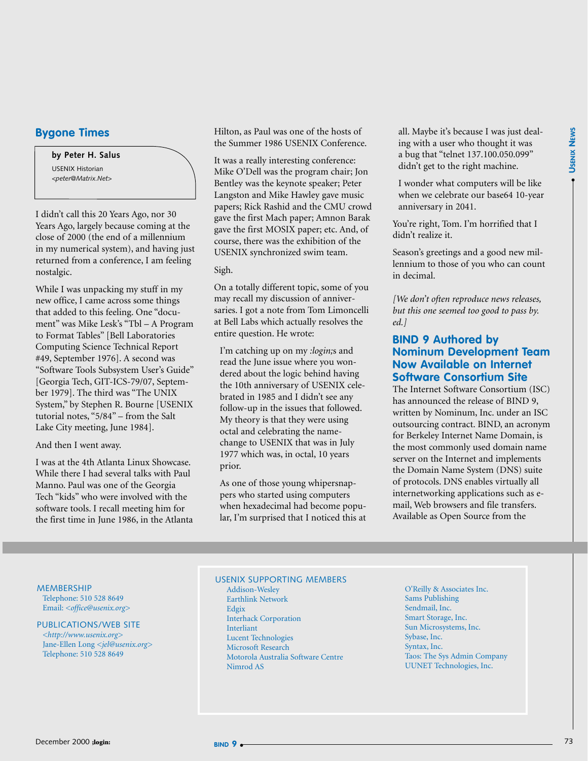## Bygone Times

**by Peter H. Salus**

USENIX Historian

*<peter@Matrix.Net>*

I didn't call this 20 Years Ago, nor 30 Years Ago, largely because coming at the close of 2000 (the end of a millennium in my numerical system), and having just returned from a conference, I am feeling nostalgic.

While I was unpacking my stuff in my new office, I came across some things that added to this feeling. One "document" was Mike Lesk's "Tbl – A Program to Format Tables" [Bell Laboratories Computing Science Technical Report #49, September 1976]. A second was "Software Tools Subsystem User's Guide" [Georgia Tech, GIT-ICS-79/07, September 1979]. The third was "The UNIX System," by Stephen R. Bourne [USENIX tutorial notes, "5/84" – from the Salt Lake City meeting, June 1984].

And then I went away.

I was at the 4th Atlanta Linux Showcase. While there I had several talks with Paul Manno. Paul was one of the Georgia Tech "kids" who were involved with the software tools. I recall meeting him for the first time in June 1986, in the Atlanta Hilton, as Paul was one of the hosts of the Summer 1986 USENIX Conference.

It was a really interesting conference: Mike O'Dell was the program chair; Jon Bentley was the keynote speaker; Peter Langston and Mike Hawley gave music papers; Rick Rashid and the CMU crowd gave the first Mach paper; Amnon Barak gave the first MOSIX paper; etc. And, of course, there was the exhibition of the USENIX synchronized swim team.

Sigh.

On a totally different topic, some of you may recall my discussion of anniversaries. I got a note from Tom Limoncelli at Bell Labs which actually resolves the entire question. He wrote:

> I'm catching up on my *;login;*s and read the June issue where you wondered about the logic behind having the 10th anniversary of USENIX celebrated in 1985 and I didn't see any follow-up in the issues that followed. My theory is that they were using octal and celebrating the name-change to USENIX that was in July 1977 which was, in octal, 10 years prior.
>
> As one of those young whippersnappers who started using computers when hexadecimal had become popular, I'm surprised that I noticed this at all. Maybe it's because I was just dealing with a user who thought it was a bug that "telnet 137.100.050.099" didn't get to the right machine.
>
> I wonder what computers will be like when we celebrate our base64 10-year anniversary in 2041.

You're right, Tom. I'm horrified that I didn't realize it.

Season's greetings and a good new millennium to those of you who can count in decimal.

*[We don't often reproduce news releases, but this one seemed too good to pass by. ed.]*

## BIND 9 Authored by Nominum Development Team Now Available on Internet Software Consortium Site

The Internet Software Consortium (ISC) has announced the release of BIND 9, written by Nominum, Inc. under an ISC outsourcing contract. BIND, an acronym for Berkeley Internet Name Domain, is the most commonly used domain name server on the Internet and implements the Domain Name System (DNS) suite of protocols. DNS enables virtually all internetworking applications such as e-mail, Web browsers and file transfers. Available as Open Source from the

---

**MEMBERSHIP**
Telephone: 510 528 8649
Email: *<office@usenix.org>*

**PUBLICATIONS/WEB SITE**
*<http://www.usenix.org>*
Jane-Ellen Long *<jel@usenix.org>*
Telephone: 510 528 8649

**USENIX SUPPORTING MEMBERS**

- Addison-Wesley
- Earthlink Network
- Edgix
- Interhack Corporation
- Interliant
- Lucent Technologies
- Microsoft Research
- Motorola Australia Software Centre
- Nimrod AS
- O'Reilly & Associates Inc.
- Sams Publishing
- Sendmail, Inc.
- Smart Storage, Inc.
- Sun Microsystems, Inc.
- Sybase, Inc.
- Syntax, Inc.
- Taos: The Sys Admin Company
- UUNET Technologies, Inc.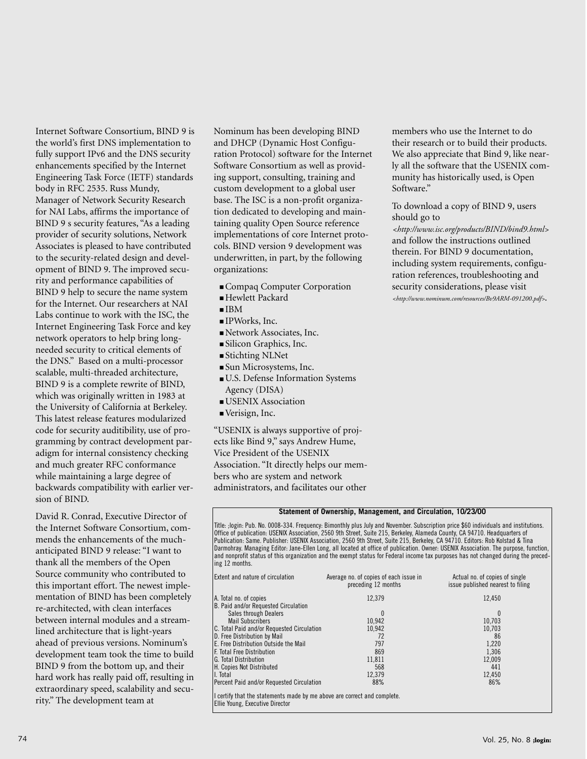Internet Software Consortium, BIND 9 is the world's first DNS implementation to fully support IPv6 and the DNS security enhancements specified by the Internet Engineering Task Force (IETF) standards body in RFC 2535. Russ Mundy, Manager of Network Security Research for NAI Labs, affirms the importance of BIND 9 s security features, "As a leading provider of security solutions, Network Associates is pleased to have contributed to the security-related design and development of BIND 9. The improved security and performance capabilities of BIND 9 help to secure the name system for the Internet. Our researchers at NAI Labs continue to work with the ISC, the Internet Engineering Task Force and key network operators to help bring long-needed security to critical elements of the DNS." Based on a multi-processor scalable, multi-threaded architecture, BIND 9 is a complete rewrite of BIND, which was originally written in 1983 at the University of California at Berkeley. This latest release features modularized code for security auditibility, use of programming by contract development paradigm for internal consistency checking and much greater RFC conformance while maintaining a large degree of backwards compatibility with earlier version of BIND.

David R. Conrad, Executive Director of the Internet Software Consortium, commends the enhancements of the much-anticipated BIND 9 release: "I want to thank all the members of the Open Source community who contributed to this important effort. The newest implementation of BIND has been completely re-architected, with clean interfaces between internal modules and a streamlined architecture that is light-years ahead of previous versions. Nominum's development team took the time to build BIND 9 from the bottom up, and their hard work has really paid off, resulting in extraordinary speed, scalability and security." The development team at Nominum has been developing BIND and DHCP (Dynamic Host Configuration Protocol) software for the Internet Software Consortium as well as providing support, consulting, training and custom development to a global user base. The ISC is a non-profit organization dedicated to developing and maintaining quality Open Source reference implementations of core Internet protocols. BIND version 9 development was underwritten, in part, by the following organizations:

- Compaq Computer Corporation
- Hewlett Packard
- IBM
- IPWorks, Inc.
- Network Associates, Inc.
- Silicon Graphics, Inc.
- Stichting NLNet
- Sun Microsystems, Inc.
- U.S. Defense Information Systems Agency (DISA)
- USENIX Association
- Verisign, Inc.

"USENIX is always supportive of projects like Bind 9," says Andrew Hume, Vice President of the USENIX Association. "It directly helps our members who are system and network administrators, and facilitates our other members who use the Internet to do their research or to build their products. We also appreciate that Bind 9, like nearly all the software that the USENIX community has historically used, is Open Software."

To download a copy of BIND 9, users should go to *<http://www.isc.org/products/BIND/bind9.html>* and follow the instructions outlined therein. For BIND 9 documentation, including system requirements, configuration references, troubleshooting and security considerations, please visit *<http://www.nominum.com/resources/Bv9ARM-091200.pdf>*.

**Statement of Ownership, Management, and Circulation, 10/23/00**

Title: ;login: Pub. No. 0008-334. Frequency: Bimonthly plus July and November. Subscription price $60 individuals and institutions. Office of publication: USENIX Association, 2560 9th Street, Suite 215, Berkeley, Alameda County, CA 94710. Headquarters of Publication: Same. Publisher: USENIX Association, 2560 9th Street, Suite 215, Berkeley, CA 94710. Editors: Rob Kolstad & Tina Darmohray. Managing Editor: Jane-Ellen Long, all located at office of publication. Owner: USENIX Association. The purpose, function, and nonprofit status of this organization and the exempt status for Federal income tax purposes has not changed during the preceding 12 months.

| Extent and nature of circulation | Average no. of copies of each issue in preceding 12 months | Actual no. of copies of single issue published nearest to filing |
|---|---|---|
| A. Total no. of copies | 12,379 | 12,450 |
| B. Paid and/or Requested Circulation | | |
| Sales through Dealers | 0 | 0 |
| Mail Subscribers | 10,942 | 10,703 |
| C. Total Paid and/or Requested Circulation | 10,942 | 10,703 |
| D. Free Distribution by Mail | 72 | 86 |
| E. Free Distribution Outside the Mail | 797 | 1,220 |
| F. Total Free Distribution | 869 | 1,306 |
| G. Total Distribution | 11,811 | 12,009 |
| H. Copies Not Distributed | 568 | 441 |
| I. Total | 12,379 | 12,450 |
| Percent Paid and/or Requested Circulation | 88% | 86% |

I certify that the statements made by me above are correct and complete.
Ellie Young, Executive Director